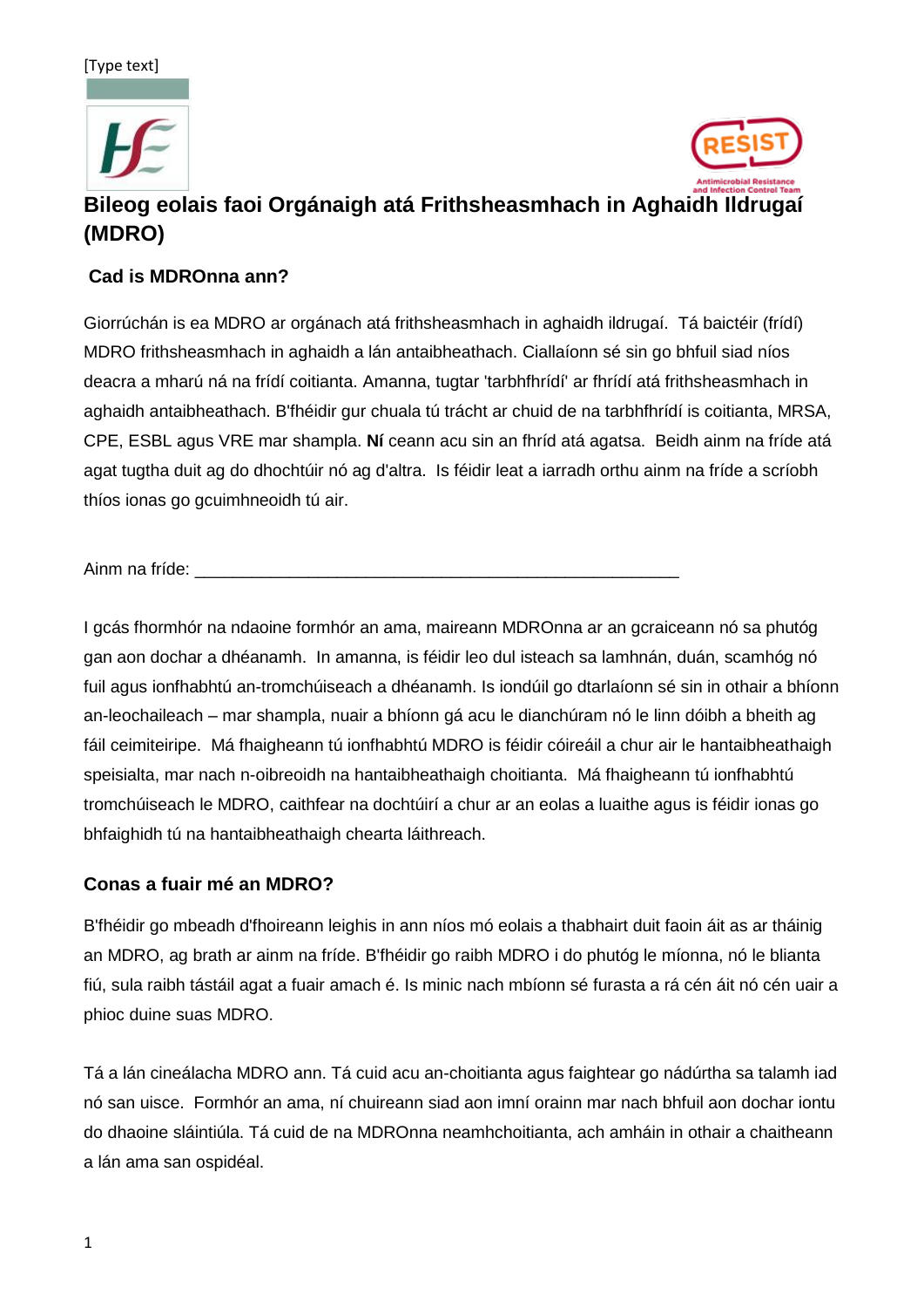[Type text]

# Bileog eolais faoi Orgánaigh atá Frithsheasmhach in Aghaidh Ildrugaí (MDRO)

## Cad is MDROnna ann?

Giorrúchán is ea MDRO ar orgánach atá frithsheasmhach in aghaidh ildrugaí. Tá baictéir (frídí) MDRO frithsheasmhach in aghaidh a lán antaibheathach. Ciallaíonn sé sin go bhfuil siad níos deacra a mharú ná na frídí coitianta. Amanna, tugtar 'tarbhfhrídí' ar fhrídí atá frithsheasmhach in aghaidh antaibheathach. B'fhéidir gur chuala tú trácht ar chuid de na tarbhfhrídí is coitianta, MRSA, CPE, ESBL agus VRE mar shampla. **Ní** ceann acu sin an fhríd atá agatsa. Beidh ainm na fríde atá agat tugtha duit ag do dhochtúir nó ag d'altra. Is féidir leat a iarradh orthu ainm na fríde a scríobh thíos ionas go gcuimhneoidh tú air.

Ainm na fríde: _____________________________________________________

I gcás fhormhór na ndaoine formhór an ama, maireann MDROnna ar an gcraiceann nó sa phutóg gan aon dochar a dhéanamh. In amanna, is féidir leo dul isteach sa lamhnán, duán, scamhóg nó fuil agus ionfhabhtú an-tromchúiseach a dhéanamh. Is iondúil go dtarlaíonn sé sin in othair a bhíonn an-leochaileach – mar shampla, nuair a bhíonn gá acu le dianchúram nó le linn dóibh a bheith ag fáil ceimiteiripe. Má fhaigheann tú ionfhabhtú MDRO is féidir cóireáil a chur air le hantaibheathaigh speisialta, mar nach n-oibreoidh na hantaibheathaigh choitianta. Má fhaigheann tú ionfhabhtú tromchúiseach le MDRO, caithfear na dochtúirí a chur ar an eolas a luaithe agus is féidir ionas go bhfaighidh tú na hantaibheathaigh chearta láithreach.

## Conas a fuair mé an MDRO?

B'fhéidir go mbeadh d'fhoireann leighis in ann níos mó eolais a thabhairt duit faoin áit as ar tháinig an MDRO, ag brath ar ainm na fríde. B'fhéidir go raibh MDRO i do phutóg le míonna, nó le blianta fiú, sula raibh tástáil agat a fuair amach é. Is minic nach mbíonn sé furasta a rá cén áit nó cén uair a phioc duine suas MDRO.

Tá a lán cineálacha MDRO ann. Tá cuid acu an-choitianta agus faightear go nádúrtha sa talamh iad nó san uisce. Formhór an ama, ní chuireann siad aon imní orainn mar nach bhfuil aon dochar iontu do dhaoine sláintiúla. Tá cuid de na MDROnna neamhchoitianta, ach amháin in othair a chaitheann a lán ama san ospidéal.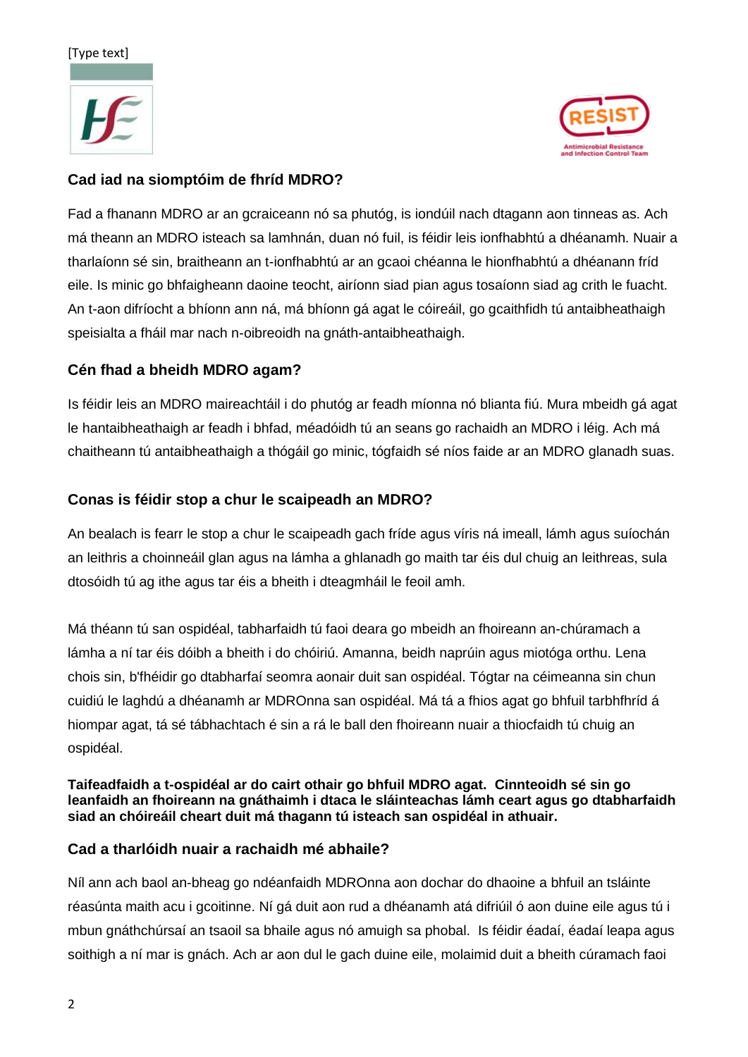## Cad iad na siomptóim de fhríd MDRO?

Fad a fhanann MDRO ar an gcraiceann nó sa phutóg, is iondúil nach dtagann aon tinneas as. Ach má theann an MDRO isteach sa lamhnán, duan nó fuil, is féidir leis ionfhabhtú a dhéanamh. Nuair a tharlaíonn sé sin, braitheann an t-ionfhabhtú ar an gcaoi chéanna le hionfhabhtú a dhéanann fríd eile. Is minic go bhfaigheann daoine teocht, airíonn siad pian agus tosaíonn siad ag crith le fuacht. An t-aon difríocht a bhíonn ann ná, má bhíonn gá agat le cóireáil, go gcaithfidh tú antaibheathaigh speisialta a fháil mar nach n-oibreoidh na gnáth-antaibheathaigh.

## Cén fhad a bheidh MDRO agam?

Is féidir leis an MDRO maireachtáil i do phutóg ar feadh míonna nó blianta fiú. Mura mbeidh gá agat le hantaibheathaigh ar feadh i bhfad, méadóidh tú an seans go rachaidh an MDRO i léig. Ach má chaitheann tú antaibheathaigh a thógáil go minic, tógfaidh sé níos faide ar an MDRO glanadh suas.

## Conas is féidir stop a chur le scaipeadh an MDRO?

An bealach is fearr le stop a chur le scaipeadh gach fríde agus víris ná imeall, lámh agus suíochán an leithris a choinneáil glan agus na lámha a ghlanadh go maith tar éis dul chuig an leithreas, sula dtosóidh tú ag ithe agus tar éis a bheith i dteagmháil le feoil amh.

Má théann tú san ospidéal, tabharfaidh tú faoi deara go mbeidh an fhoireann an-chúramach a lámha a ní tar éis dóibh a bheith i do chóiriú. Amanna, beidh naprúin agus miotóga orthu. Lena chois sin, b'fhéidir go dtabharfaí seomra aonair duit san ospidéal. Tógtar na céimeanna sin chun cuidiú le laghdú a dhéanamh ar MDROnna san ospidéal. Má tá a fhios agat go bhfuil tarbhfhríd á hiompar agat, tá sé tábhachtach é sin a rá le ball den fhoireann nuair a thiocfaidh tú chuig an ospidéal.

**Taifeadfaidh a t-ospidéal ar do cairt othair go bhfuil MDRO agat. Cinnteoidh sé sin go leanfaidh an fhoireann na gnáthaimh i dtaca le sláinteachas lámh ceart agus go dtabharfaidh siad an chóireáil cheart duit má thagann tú isteach san ospidéal in athuair.**

## Cad a tharlóidh nuair a rachaidh mé abhaile?

Níl ann ach baol an-bheag go ndéanfaidh MDROnna aon dochar do dhaoine a bhfuil an tsláinte réasúnta maith acu i gcoitinne. Ní gá duit aon rud a dhéanamh atá difriúil ó aon duine eile agus tú i mbun gnáthchúrsaí an tsaoil sa bhaile agus nó amuigh sa phobal. Is féidir éadaí, éadaí leapa agus soithigh a ní mar is gnách. Ach ar aon dul le gach duine eile, molaimid duit a bheith cúramach faoi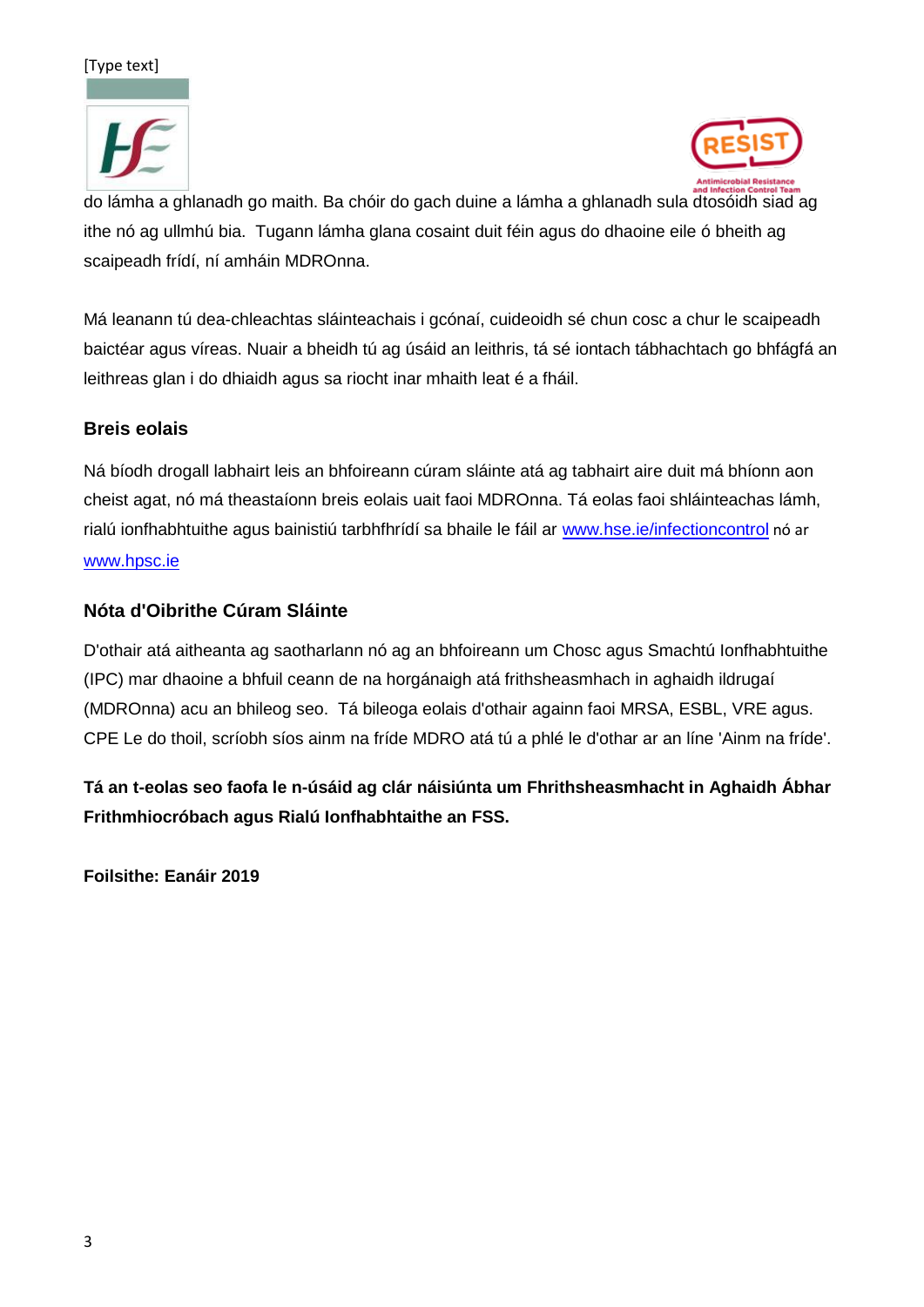[Type text]

do lámha a ghlanadh go maith. Ba chóir do gach duine a lámha a ghlanadh sula dtosóidh siad ag ithe nó ag ullmhú bia. Tugann lámha glana cosaint duit féin agus do dhaoine eile ó bheith ag scaipeadh frídí, ní amháin MDROnna.

Má leanann tú dea-chleachtas sláinteachais i gcónaí, cuideoidh sé chun cosc a chur le scaipeadh baictéar agus víreas. Nuair a bheidh tú ag úsáid an leithris, tá sé iontach tábhachtach go bhfágfá an leithreas glan i do dhiaidh agus sa riocht inar mhaith leat é a fháil.

## Breis eolais

Ná bíodh drogall labhairt leis an bhfoireann cúram sláinte atá ag tabhairt aire duit má bhíonn aon cheist agat, nó má theastaíonn breis eolais uait faoi MDROnna. Tá eolas faoi shláinteachas lámh, rialú ionfhabhtuithe agus bainistiú tarbhfhrídí sa bhaile le fáil ar www.hse.ie/infectioncontrol nó ar www.hpsc.ie

## Nóta d'Oibrithe Cúram Sláinte

D'othair atá aitheanta ag saotharlann nó ag an bhfoireann um Chosc agus Smachtú Ionfhabhtuithe (IPC) mar dhaoine a bhfuil ceann de na horgánaigh atá frithsheasmhach in aghaidh ildrugaí (MDROnna) acu an bhileog seo. Tá bileoga eolais d'othair againn faoi MRSA, ESBL, VRE agus. CPE Le do thoil, scríobh síos ainm na fríde MDRO atá tú a phlé le d'othar ar an líne 'Ainm na fríde'.

**Tá an t-eolas seo faofa le n-úsáid ag clár náisiúnta um Fhrithsheasmhacht in Aghaidh Ábhar Frithmhiocróbach agus Rialú Ionfhabhtaithe an FSS.**

**Foilsithe: Eanáir 2019**